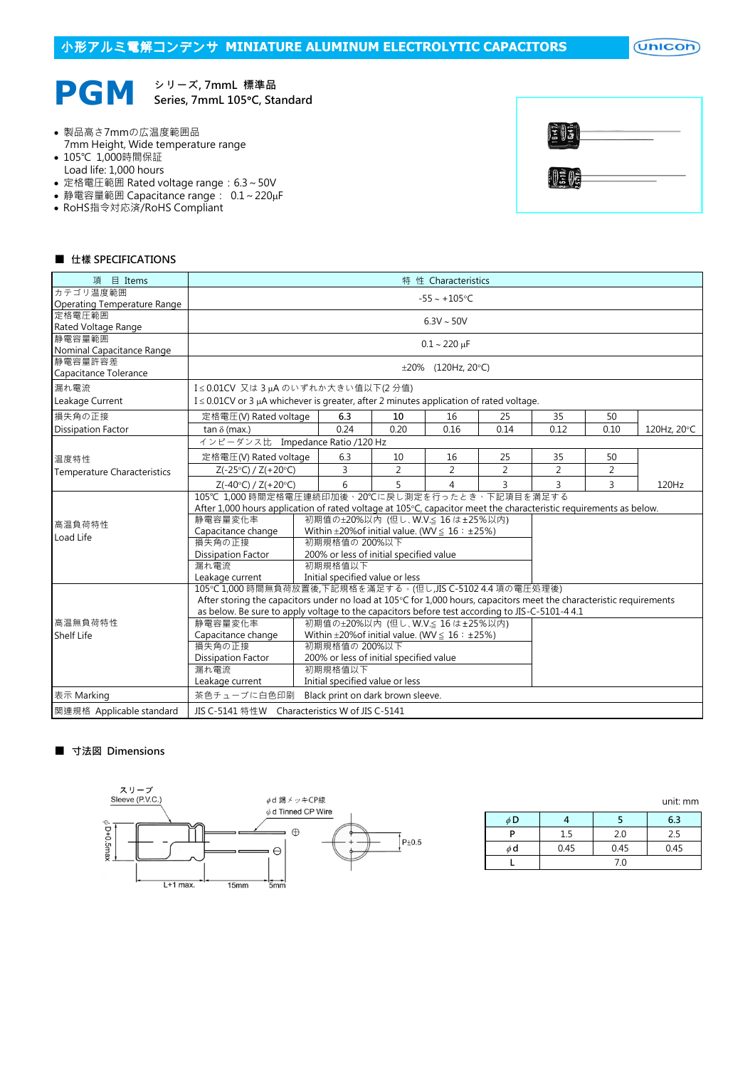## 小形アルミ電解コンデンサ MINIATURE ALUMINUM ELECTROLYTIC CAPACITORS

# PGM

シリーズ, 7mmL 標準品
Series, 7mmL 105°C, Standard

- 製品高さ7mmの広温度範囲品
  7mm Height, Wide temperature range
- 105℃ 1,000時間保証
  Load life: 1,000 hours
- 定格電圧範囲 Rated voltage range：6.3 ~ 50V
- 静電容量範囲 Capacitance range： 0.1 ~ 220μF
- RoHS指令対応済/RoHS Compliant

### ■ 仕様 SPECIFICATIONS

| 項 目 Items | 特 性 Characteristics | | | | | | | |
|---|---|---|---|---|---|---|---|---|
| カテゴリ温度範囲 Operating Temperature Range | -55 ~ +105°C | | | | | | | |
| 定格電圧範囲 Rated Voltage Range | 6.3V ~ 50V | | | | | | | |
| 静電容量範囲 Nominal Capacitance Range | 0.1 ~ 220 μF | | | | | | | |
| 静電容量許容差 Capacitance Tolerance | ±20% (120Hz, 20°C) | | | | | | | |
| 漏れ電流 Leakage Current | I≤0.01CV 又は 3 μA のいずれか大きい値以下(2 分値)<br>I≤0.01CV or 3 μA whichever is greater, after 2 minutes application of rated voltage. | | | | | | | |
| 損失角の正接 Dissipation Factor | 定格電圧(V) Rated voltage | 6.3 | 10 | 16 | 25 | 35 | 50 | 120Hz, 20°C |
| | tan δ (max.) | 0.24 | 0.20 | 0.16 | 0.14 | 0.12 | 0.10 | |
| 温度特性 Temperature Characteristics | インピーダンス比 Impedance Ratio /120 Hz | | | | | | | |
| | 定格電圧(V) Rated voltage | 6.3 | 10 | 16 | 25 | 35 | 50 | 120Hz |
| | Z(-25°C) / Z(+20°C) | 3 | 2 | 2 | 2 | 2 | 2 | |
| | Z(-40°C) / Z(+20°C) | 6 | 5 | 4 | 3 | 3 | 3 | |
| 高温負荷特性 Load Life | 105℃ 1,000 時間定格電圧連続印加後、20℃に戻し測定を行ったとき、下記項目を満足する<br>After 1,000 hours application of rated voltage at 105°C, capacitor meet the characteristic requirements as below. | | | | | | | |
| | 静電容量変化率 Capacitance change | 初期値の±20%以内 (但し、W.V.≤ 16 は±25%以内)<br>Within ±20%of initial value. (WV ≤ 16 : ±25%) | | | | | | |
| | 損失角の正接 Dissipation Factor | 初期規格値の 200%以下<br>200% or less of initial specified value | | | | | | |
| | 漏れ電流 Leakage current | 初期規格値以下<br>Initial specified value or less | | | | | | |
| 高温無負荷特性 Shelf Life | 105°C 1,000 時間無負荷放置後,下記規格を満足する。(但し,JIS C-5102 4.4 項の電圧処理後)<br>After storing the capacitors under no load at 105°C for 1,000 hours, capacitors meet the characteristic requirements as below. Be sure to apply voltage to the capacitors before test according to JIS-C-5101-4 4.1 | | | | | | | |
| | 静電容量変化率 Capacitance change | 初期値の±20%以内 (但し、W.V.≤ 16 は±25%以内)<br>Within ±20%of initial value. (WV ≤ 16 : ±25%) | | | | | | |
| | 損失角の正接 Dissipation Factor | 初期規格値の 200%以下<br>200% or less of initial specified value | | | | | | |
| | 漏れ電流 Leakage current | 初期規格値以下<br>Initial specified value or less | | | | | | |
| 表示 Marking | 茶色チューブに白色印刷 Black print on dark brown sleeve. | | | | | | | |
| 関連規格 Applicable standard | JIS C-5141 特性W Characteristics W of JIS C-5141 | | | | | | | |

### ■ 寸法図 Dimensions

スリーブ Sleeve (P.V.C.)
φd 錫メッキCP線 φd Tinned CP Wire
φD+0.5max
L+1 max. 15mm 5mm
P±0.5

unit: mm

| φD | 4 | 5 | 6.3 |
|---|---|---|---|
| P | 1.5 | 2.0 | 2.5 |
| φd | 0.45 | 0.45 | 0.45 |
| L | | 7.0 | |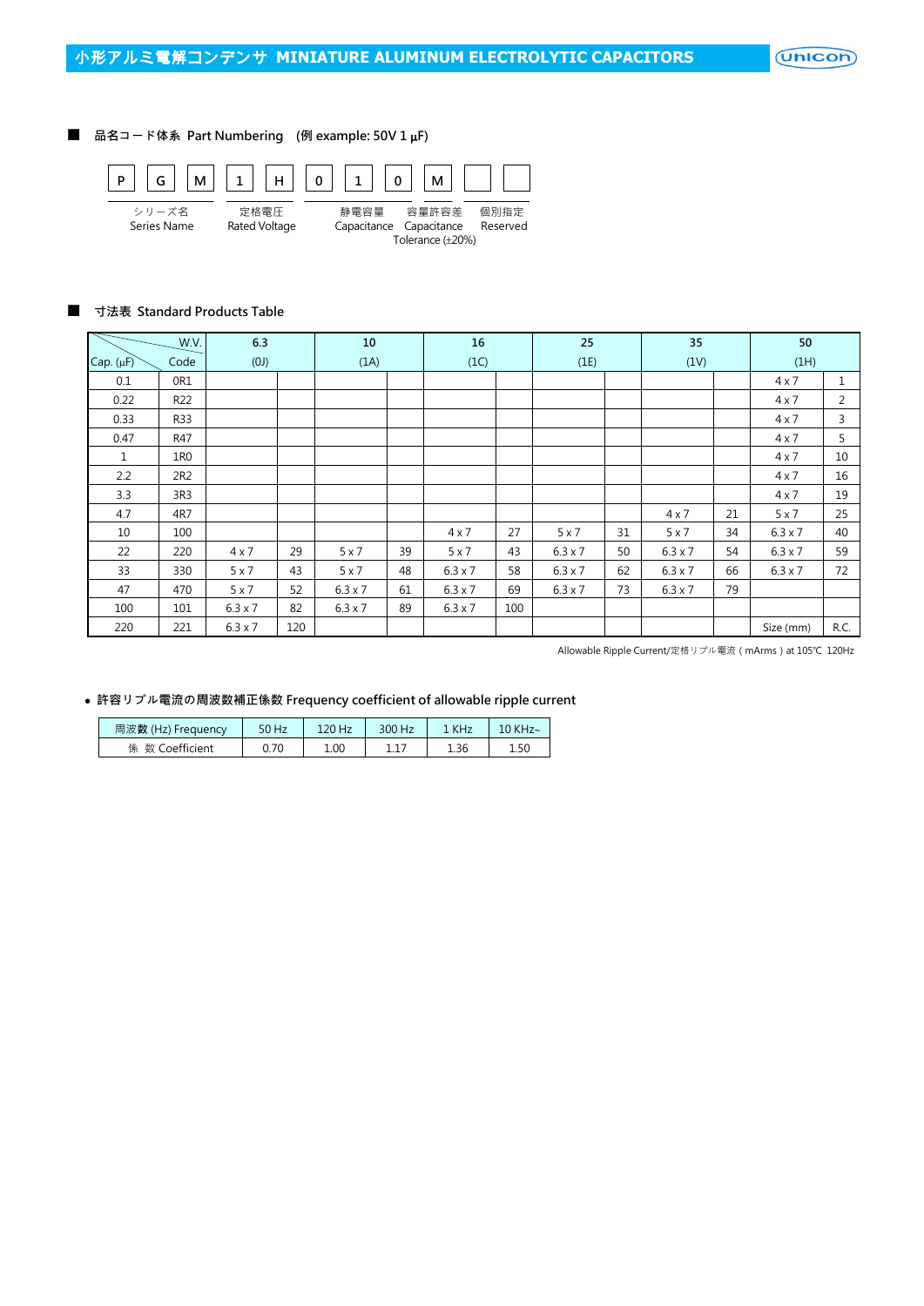# 小形アルミ電解コンデンサ MINIATURE ALUMINUM ELECTROLYTIC CAPACITORS

## ■ 品名コード体系 Part Numbering (例 example: 50V 1 μF)

| P | G | M | 1 | H | 0 | 1 | 0 | M | | |
|---|---|---|---|---|---|---|---|---|---|---|

- P G M: シリーズ名 Series Name
- 1 H: 定格電圧 Rated Voltage
- 0 1 0: 静電容量 Capacitance
- M: 容量許容差 Capacitance Tolerance (±20%)
- (last two boxes): 個別指定 Reserved

## ■ 寸法表 Standard Products Table

| Cap. (μF) | W.V. Code | 6.3 (0J) | | 10 (1A) | | 16 (1C) | | 25 (1E) | | 35 (1V) | | 50 (1H) | |
|---|---|---|---|---|---|---|---|---|---|---|---|---|---|
| 0.1 | 0R1 | | | | | | | | | | | 4 x 7 | 1 |
| 0.22 | R22 | | | | | | | | | | | 4 x 7 | 2 |
| 0.33 | R33 | | | | | | | | | | | 4 x 7 | 3 |
| 0.47 | R47 | | | | | | | | | | | 4 x 7 | 5 |
| 1 | 1R0 | | | | | | | | | | | 4 x 7 | 10 |
| 2.2 | 2R2 | | | | | | | | | | | 4 x 7 | 16 |
| 3.3 | 3R3 | | | | | | | | | | | 4 x 7 | 19 |
| 4.7 | 4R7 | | | | | | | | | 4 x 7 | 21 | 5 x 7 | 25 |
| 10 | 100 | | | | | 4 x 7 | 27 | 5 x 7 | 31 | 5 x 7 | 34 | 6.3 x 7 | 40 |
| 22 | 220 | 4 x 7 | 29 | 5 x 7 | 39 | 5 x 7 | 43 | 6.3 x 7 | 50 | 6.3 x 7 | 54 | 6.3 x 7 | 59 |
| 33 | 330 | 5 x 7 | 43 | 5 x 7 | 48 | 6.3 x 7 | 58 | 6.3 x 7 | 62 | 6.3 x 7 | 66 | 6.3 x 7 | 72 |
| 47 | 470 | 5 x 7 | 52 | 6.3 x 7 | 61 | 6.3 x 7 | 69 | 6.3 x 7 | 73 | 6.3 x 7 | 79 | | |
| 100 | 101 | 6.3 x 7 | 82 | 6.3 x 7 | 89 | 6.3 x 7 | 100 | | | | | | |
| 220 | 221 | 6.3 x 7 | 120 | | | | | | | | | Size (mm) | R.C. |

Allowable Ripple Current/定格リプル電流 ( mArms ) at 105℃ 120Hz

- 許容リプル電流の周波数補正係数 Frequency coefficient of allowable ripple current

| 周波数 (Hz) Frequency | 50 Hz | 120 Hz | 300 Hz | 1 KHz | 10 KHz~ |
|---|---|---|---|---|---|
| 係 数 Coefficient | 0.70 | 1.00 | 1.17 | 1.36 | 1.50 |